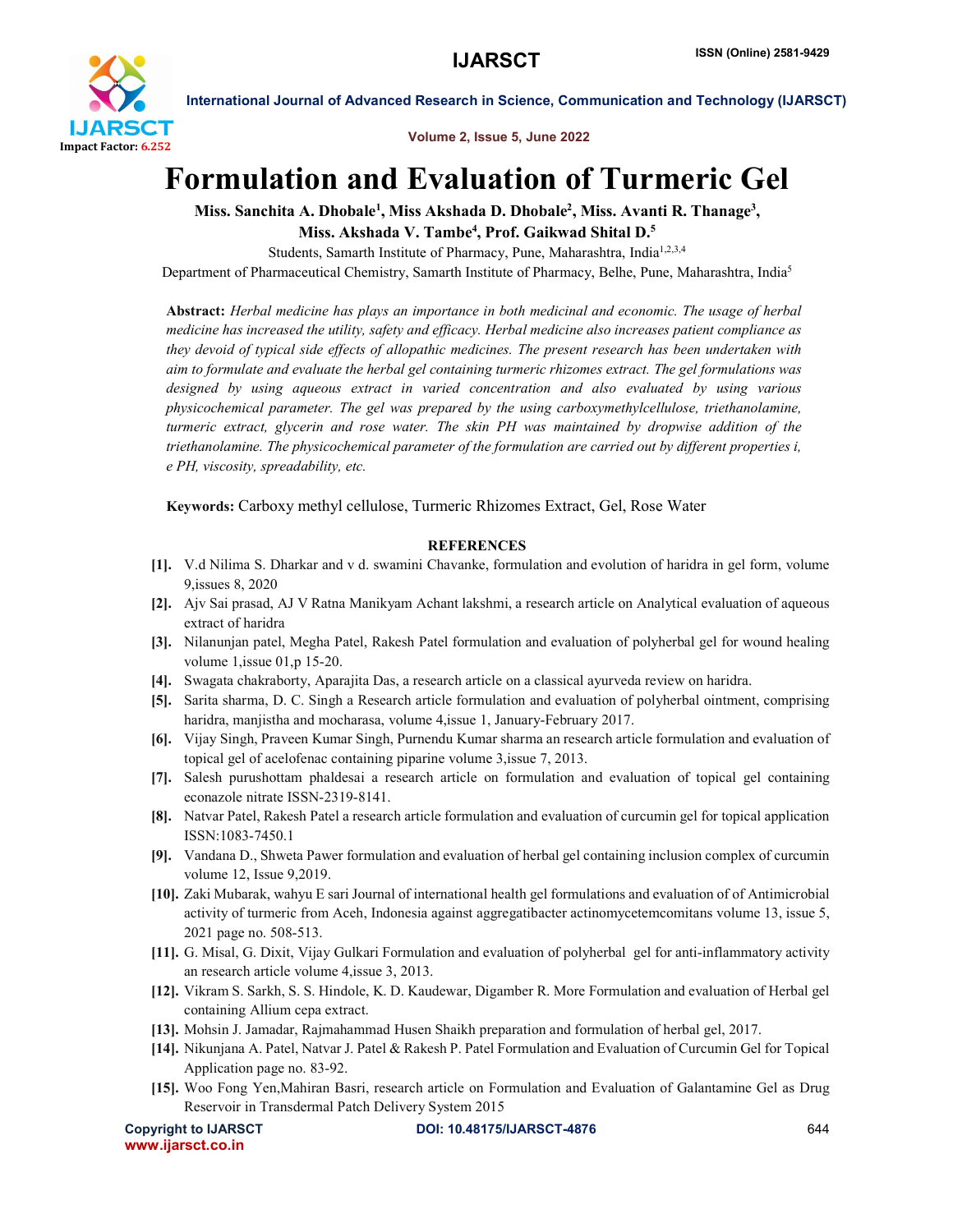# Formulation and Evaluation of Turmeric Gel

**Miss. Sanchita A. Dhobale[1], Miss Akshada D. Dhobale[2], Miss. Avanti R. Thanage[3], Miss. Akshada V. Tambe[4], Prof. Gaikwad Shital D.[5]**

Students, Samarth Institute of Pharmacy, Pune, Maharashtra, India[1,2,3,4]

Department of Pharmaceutical Chemistry, Samarth Institute of Pharmacy, Belhe, Pune, Maharashtra, India[5]

**Abstract:** *Herbal medicine has plays an importance in both medicinal and economic. The usage of herbal medicine has increased the utility, safety and efficacy. Herbal medicine also increases patient compliance as they devoid of typical side effects of allopathic medicines. The present research has been undertaken with aim to formulate and evaluate the herbal gel containing turmeric rhizomes extract. The gel formulations was designed by using aqueous extract in varied concentration and also evaluated by using various physicochemical parameter. The gel was prepared by the using carboxymethylcellulose, triethanolamine, turmeric extract, glycerin and rose water. The skin PH was maintained by dropwise addition of the triethanolamine. The physicochemical parameter of the formulation are carried out by different properties i, e PH, viscosity, spreadability, etc.*

**Keywords:** Carboxy methyl cellulose, Turmeric Rhizomes Extract, Gel, Rose Water

## REFERENCES

[1]. V.d Nilima S. Dharkar and v d. swamini Chavanke, formulation and evolution of haridra in gel form, volume 9,issues 8, 2020

[2]. Ajv Sai prasad, AJ V Ratna Manikyam Achant lakshmi, a research article on Analytical evaluation of aqueous extract of haridra

[3]. Nilanunjan patel, Megha Patel, Rakesh Patel formulation and evaluation of polyherbal gel for wound healing volume 1,issue 01,p 15-20.

[4]. Swagata chakraborty, Aparajita Das, a research article on a classical ayurveda review on haridra.

[5]. Sarita sharma, D. C. Singh a Research article formulation and evaluation of polyherbal ointment, comprising haridra, manjistha and mocharasa, volume 4,issue 1, January-February 2017.

[6]. Vijay Singh, Praveen Kumar Singh, Purnendu Kumar sharma an research article formulation and evaluation of topical gel of acelofenac containing piparine volume 3,issue 7, 2013.

[7]. Salesh purushottam phaldesai a research article on formulation and evaluation of topical gel containing econazole nitrate ISSN-2319-8141.

[8]. Natvar Patel, Rakesh Patel a research article formulation and evaluation of curcumin gel for topical application ISSN:1083-7450.1

[9]. Vandana D., Shweta Pawer formulation and evaluation of herbal gel containing inclusion complex of curcumin volume 12, Issue 9,2019.

[10]. Zaki Mubarak, wahyu E sari Journal of international health gel formulations and evaluation of of Antimicrobial activity of turmeric from Aceh, Indonesia against aggregatibacter actinomycetemcomitans volume 13, issue 5, 2021 page no. 508-513.

[11]. G. Misal, G. Dixit, Vijay Gulkari Formulation and evaluation of polyherbal gel for anti-inflammatory activity an research article volume 4,issue 3, 2013.

[12]. Vikram S. Sarkh, S. S. Hindole, K. D. Kaudewar, Digamber R. More Formulation and evaluation of Herbal gel containing Allium cepa extract.

[13]. Mohsin J. Jamadar, Rajmahammad Husen Shaikh preparation and formulation of herbal gel, 2017.

[14]. Nikunjana A. Patel, Natvar J. Patel & Rakesh P. Patel Formulation and Evaluation of Curcumin Gel for Topical Application page no. 83-92.

[15]. Woo Fong Yen,Mahiran Basri, research article on Formulation and Evaluation of Galantamine Gel as Drug Reservoir in Transdermal Patch Delivery System 2015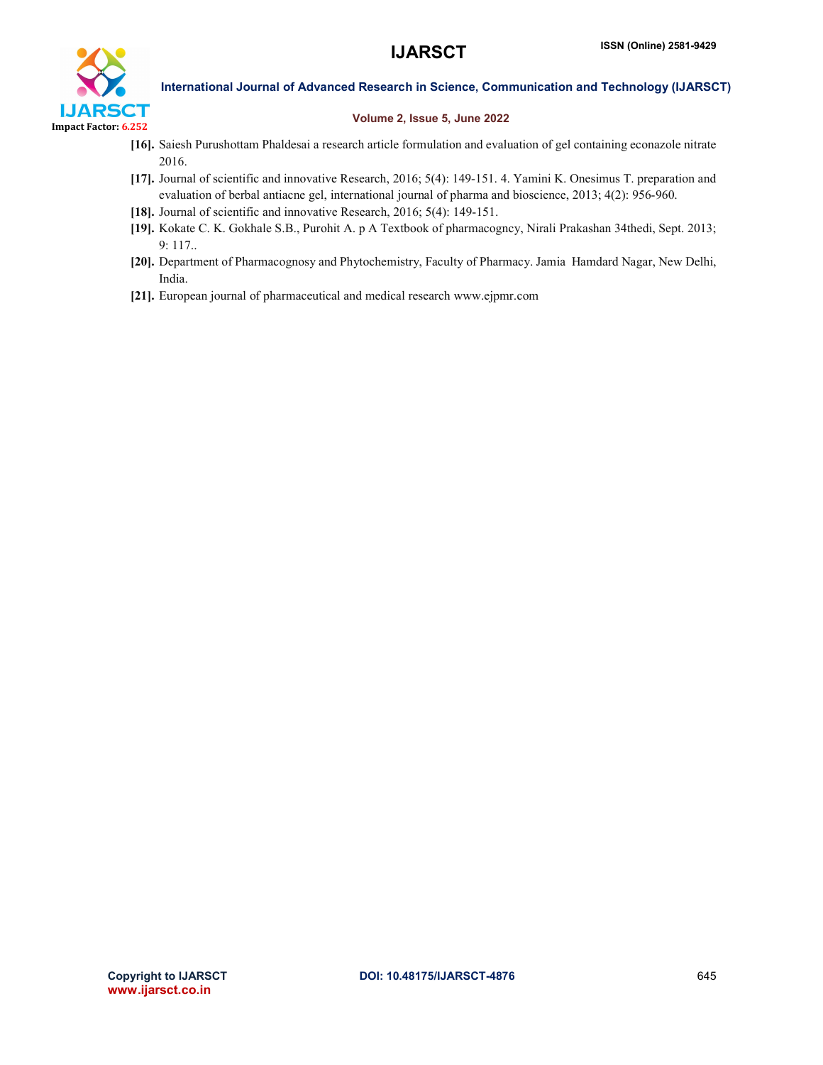[16]. Saiesh Purushottam Phaldesai a research article formulation and evaluation of gel containing econazole nitrate 2016.

[17]. Journal of scientific and innovative Research, 2016; 5(4): 149-151. 4. Yamini K. Onesimus T. preparation and evaluation of berbal antiacne gel, international journal of pharma and bioscience, 2013; 4(2): 956-960.

[18]. Journal of scientific and innovative Research, 2016; 5(4): 149-151.

[19]. Kokate C. K. Gokhale S.B., Purohit A. p A Textbook of pharmacogncy, Nirali Prakashan 34thedi, Sept. 2013; 9: 117..

[20]. Department of Pharmacognosy and Phytochemistry, Faculty of Pharmacy. Jamia Hamdard Nagar, New Delhi, India.

[21]. European journal of pharmaceutical and medical research www.ejpmr.com